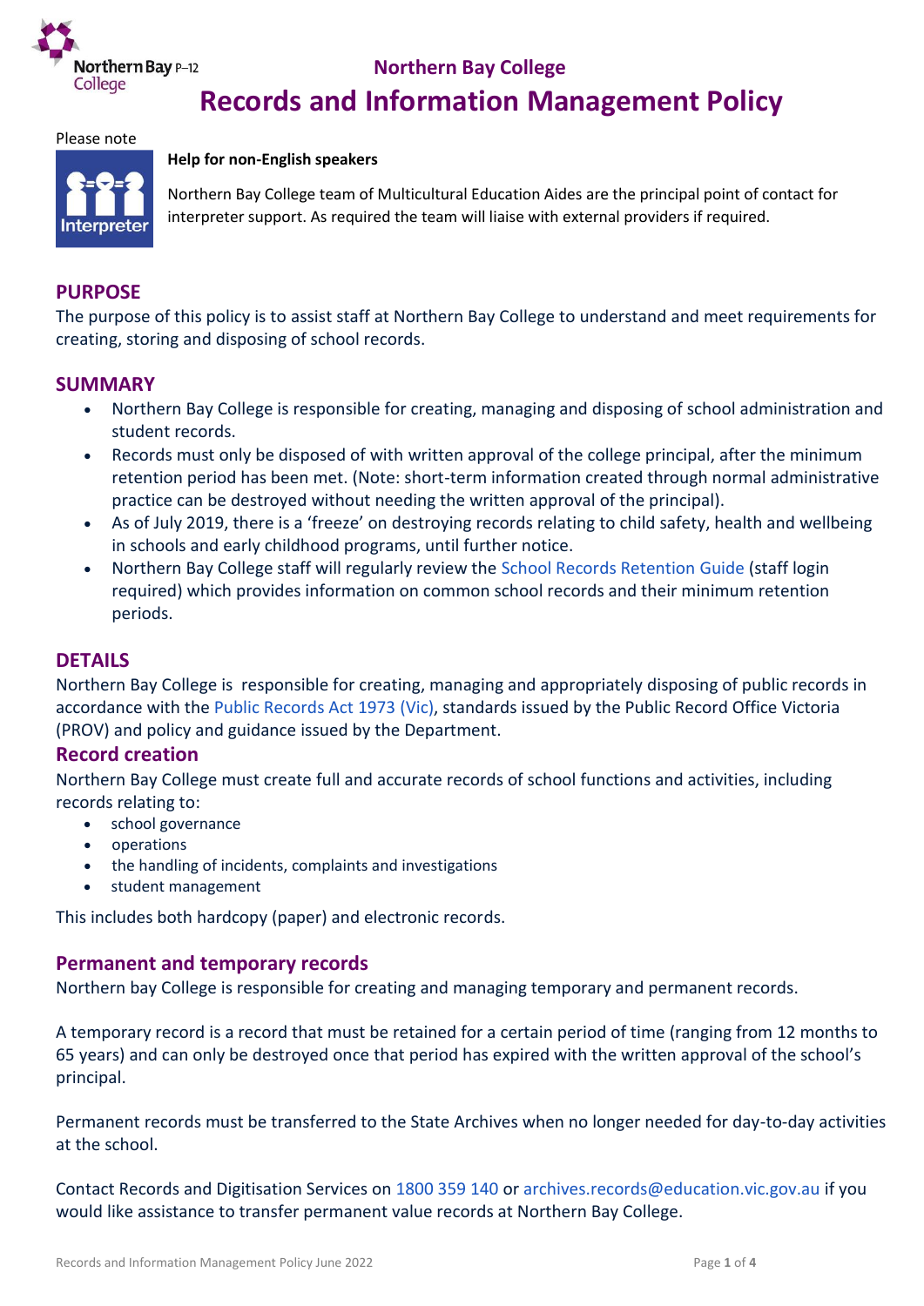Northern Bay P–12 College

## Northern Bay College

# Records and Information Management Policy

Please note

**Help for non-English speakers**

Northern Bay College team of Multicultural Education Aides are the principal point of contact for interpreter support. As required the team will liaise with external providers if required.

## PURPOSE

The purpose of this policy is to assist staff at Northern Bay College to understand and meet requirements for creating, storing and disposing of school records.

## SUMMARY

- Northern Bay College is responsible for creating, managing and disposing of school administration and student records.
- Records must only be disposed of with written approval of the college principal, after the minimum retention period has been met. (Note: short-term information created through normal administrative practice can be destroyed without needing the written approval of the principal).
- As of July 2019, there is a 'freeze' on destroying records relating to child safety, health and wellbeing in schools and early childhood programs, until further notice.
- Northern Bay College staff will regularly review the School Records Retention Guide (staff login required) which provides information on common school records and their minimum retention periods.

## DETAILS

Northern Bay College is responsible for creating, managing and appropriately disposing of public records in accordance with the Public Records Act 1973 (Vic), standards issued by the Public Record Office Victoria (PROV) and policy and guidance issued by the Department.

### Record creation

Northern Bay College must create full and accurate records of school functions and activities, including records relating to:

- school governance
- operations
- the handling of incidents, complaints and investigations
- student management

This includes both hardcopy (paper) and electronic records.

### Permanent and temporary records

Northern bay College is responsible for creating and managing temporary and permanent records.

A temporary record is a record that must be retained for a certain period of time (ranging from 12 months to 65 years) and can only be destroyed once that period has expired with the written approval of the school's principal.

Permanent records must be transferred to the State Archives when no longer needed for day-to-day activities at the school.

Contact Records and Digitisation Services on 1800 359 140 or archives.records@education.vic.gov.au if you would like assistance to transfer permanent value records at Northern Bay College.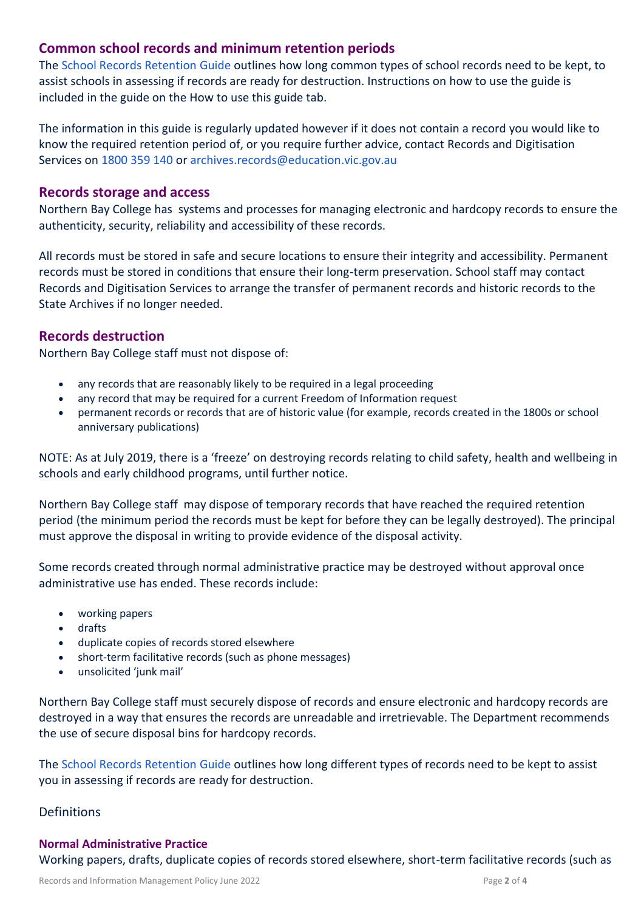## Common school records and minimum retention periods

The School Records Retention Guide outlines how long common types of school records need to be kept, to assist schools in assessing if records are ready for destruction. Instructions on how to use the guide is included in the guide on the How to use this guide tab.

The information in this guide is regularly updated however if it does not contain a record you would like to know the required retention period of, or you require further advice, contact Records and Digitisation Services on 1800 359 140 or archives.records@education.vic.gov.au

## Records storage and access

Northern Bay College has systems and processes for managing electronic and hardcopy records to ensure the authenticity, security, reliability and accessibility of these records.

All records must be stored in safe and secure locations to ensure their integrity and accessibility. Permanent records must be stored in conditions that ensure their long-term preservation. School staff may contact Records and Digitisation Services to arrange the transfer of permanent records and historic records to the State Archives if no longer needed.

## Records destruction

Northern Bay College staff must not dispose of:

- any records that are reasonably likely to be required in a legal proceeding
- any record that may be required for a current Freedom of Information request
- permanent records or records that are of historic value (for example, records created in the 1800s or school anniversary publications)

NOTE: As at July 2019, there is a 'freeze' on destroying records relating to child safety, health and wellbeing in schools and early childhood programs, until further notice.

Northern Bay College staff may dispose of temporary records that have reached the required retention period (the minimum period the records must be kept for before they can be legally destroyed). The principal must approve the disposal in writing to provide evidence of the disposal activity.

Some records created through normal administrative practice may be destroyed without approval once administrative use has ended. These records include:

- working papers
- drafts
- duplicate copies of records stored elsewhere
- short-term facilitative records (such as phone messages)
- unsolicited 'junk mail'

Northern Bay College staff must securely dispose of records and ensure electronic and hardcopy records are destroyed in a way that ensures the records are unreadable and irretrievable. The Department recommends the use of secure disposal bins for hardcopy records.

The School Records Retention Guide outlines how long different types of records need to be kept to assist you in assessing if records are ready for destruction.

## Definitions

### Normal Administrative Practice

Working papers, drafts, duplicate copies of records stored elsewhere, short-term facilitative records (such as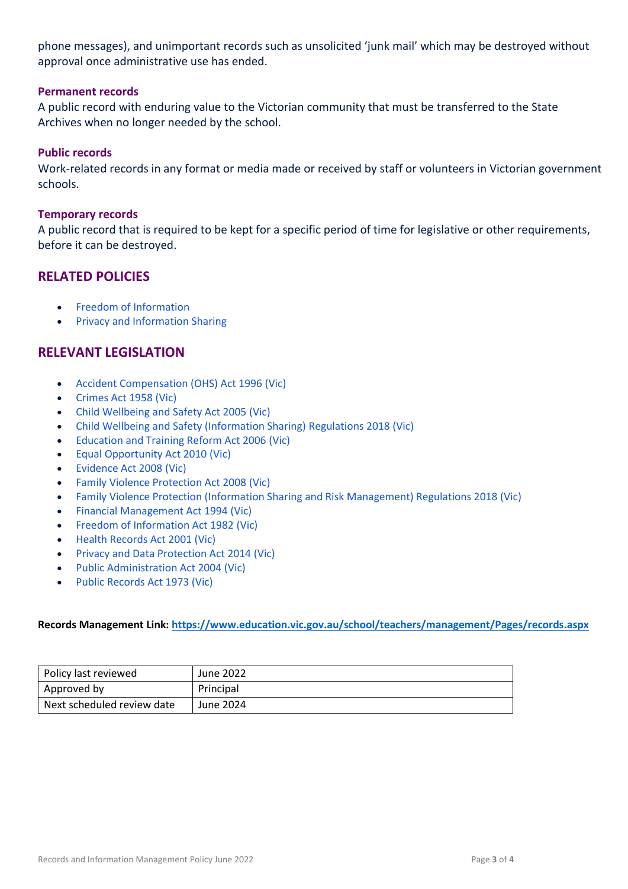phone messages), and unimportant records such as unsolicited 'junk mail' which may be destroyed without approval once administrative use has ended.

### Permanent records

A public record with enduring value to the Victorian community that must be transferred to the State Archives when no longer needed by the school.

### Public records

Work-related records in any format or media made or received by staff or volunteers in Victorian government schools.

### Temporary records

A public record that is required to be kept for a specific period of time for legislative or other requirements, before it can be destroyed.

## RELATED POLICIES

- Freedom of Information
- Privacy and Information Sharing

## RELEVANT LEGISLATION

- Accident Compensation (OHS) Act 1996 (Vic)
- Crimes Act 1958 (Vic)
- Child Wellbeing and Safety Act 2005 (Vic)
- Child Wellbeing and Safety (Information Sharing) Regulations 2018 (Vic)
- Education and Training Reform Act 2006 (Vic)
- Equal Opportunity Act 2010 (Vic)
- Evidence Act 2008 (Vic)
- Family Violence Protection Act 2008 (Vic)
- Family Violence Protection (Information Sharing and Risk Management) Regulations 2018 (Vic)
- Financial Management Act 1994 (Vic)
- Freedom of Information Act 1982 (Vic)
- Health Records Act 2001 (Vic)
- Privacy and Data Protection Act 2014 (Vic)
- Public Administration Act 2004 (Vic)
- Public Records Act 1973 (Vic)

**Records Management Link: https://www.education.vic.gov.au/school/teachers/management/Pages/records.aspx**

| Policy last reviewed | June 2022 |
|---|---|
| Approved by | Principal |
| Next scheduled review date | June 2024 |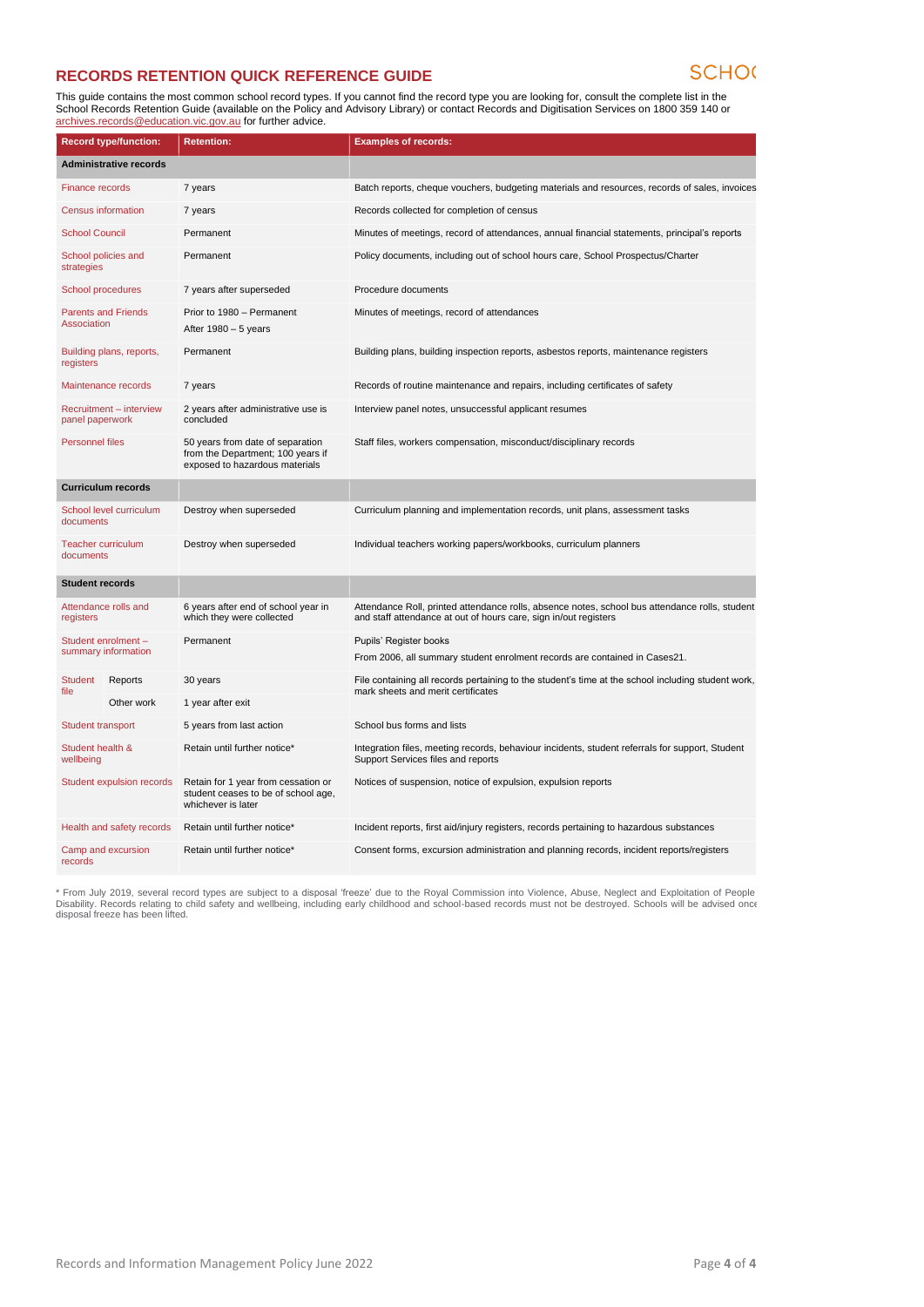## RECORDS RETENTION QUICK REFERENCE GUIDE

SCHO(

This guide contains the most common school record types. If you cannot find the record type you are looking for, consult the complete list in the School Records Retention Guide (available on the Policy and Advisory Library) or contact Records and Digitisation Services on 1800 359 140 or archives.records@education.vic.gov.au for further advice.

| Record type/function: | | Retention: | Examples of records: |
|---|---|---|---|
| **Administrative records** | | | |
| Finance records | | 7 years | Batch reports, cheque vouchers, budgeting materials and resources, records of sales, invoices |
| Census information | | 7 years | Records collected for completion of census |
| School Council | | Permanent | Minutes of meetings, record of attendances, annual financial statements, principal's reports |
| School policies and strategies | | Permanent | Policy documents, including out of school hours care, School Prospectus/Charter |
| School procedures | | 7 years after superseded | Procedure documents |
| Parents and Friends Association | | Prior to 1980 – Permanent<br>After 1980 – 5 years | Minutes of meetings, record of attendances |
| Building plans, reports, registers | | Permanent | Building plans, building inspection reports, asbestos reports, maintenance registers |
| Maintenance records | | 7 years | Records of routine maintenance and repairs, including certificates of safety |
| Recruitment – interview panel paperwork | | 2 years after administrative use is concluded | Interview panel notes, unsuccessful applicant resumes |
| Personnel files | | 50 years from date of separation from the Department; 100 years if exposed to hazardous materials | Staff files, workers compensation, misconduct/disciplinary records |
| **Curriculum records** | | | |
| School level curriculum documents | | Destroy when superseded | Curriculum planning and implementation records, unit plans, assessment tasks |
| Teacher curriculum documents | | Destroy when superseded | Individual teachers working papers/workbooks, curriculum planners |
| **Student records** | | | |
| Attendance rolls and registers | | 6 years after end of school year in which they were collected | Attendance Roll, printed attendance rolls, absence notes, school bus attendance rolls, student and staff attendance at out of hours care, sign in/out registers |
| Student enrolment – summary information | | Permanent | Pupils' Register books<br>From 2006, all summary student enrolment records are contained in Cases21. |
| Student file | Reports | 30 years | File containing all records pertaining to the student's time at the school including student work, mark sheets and merit certificates |
| | Other work | 1 year after exit | |
| Student transport | | 5 years from last action | School bus forms and lists |
| Student health & wellbeing | | Retain until further notice* | Integration files, meeting records, behaviour incidents, student referrals for support, Student Support Services files and reports |
| Student expulsion records | | Retain for 1 year from cessation or student ceases to be of school age, whichever is later | Notices of suspension, notice of expulsion, expulsion reports |
| Health and safety records | | Retain until further notice* | Incident reports, first aid/injury registers, records pertaining to hazardous substances |
| Camp and excursion records | | Retain until further notice* | Consent forms, excursion administration and planning records, incident reports/registers |

* From July 2019, several record types are subject to a disposal 'freeze' due to the Royal Commission into Violence, Abuse, Neglect and Exploitation of People Disability. Records relating to child safety and wellbeing, including early childhood and school-based records must not be destroyed. Schools will be advised once disposal freeze has been lifted.